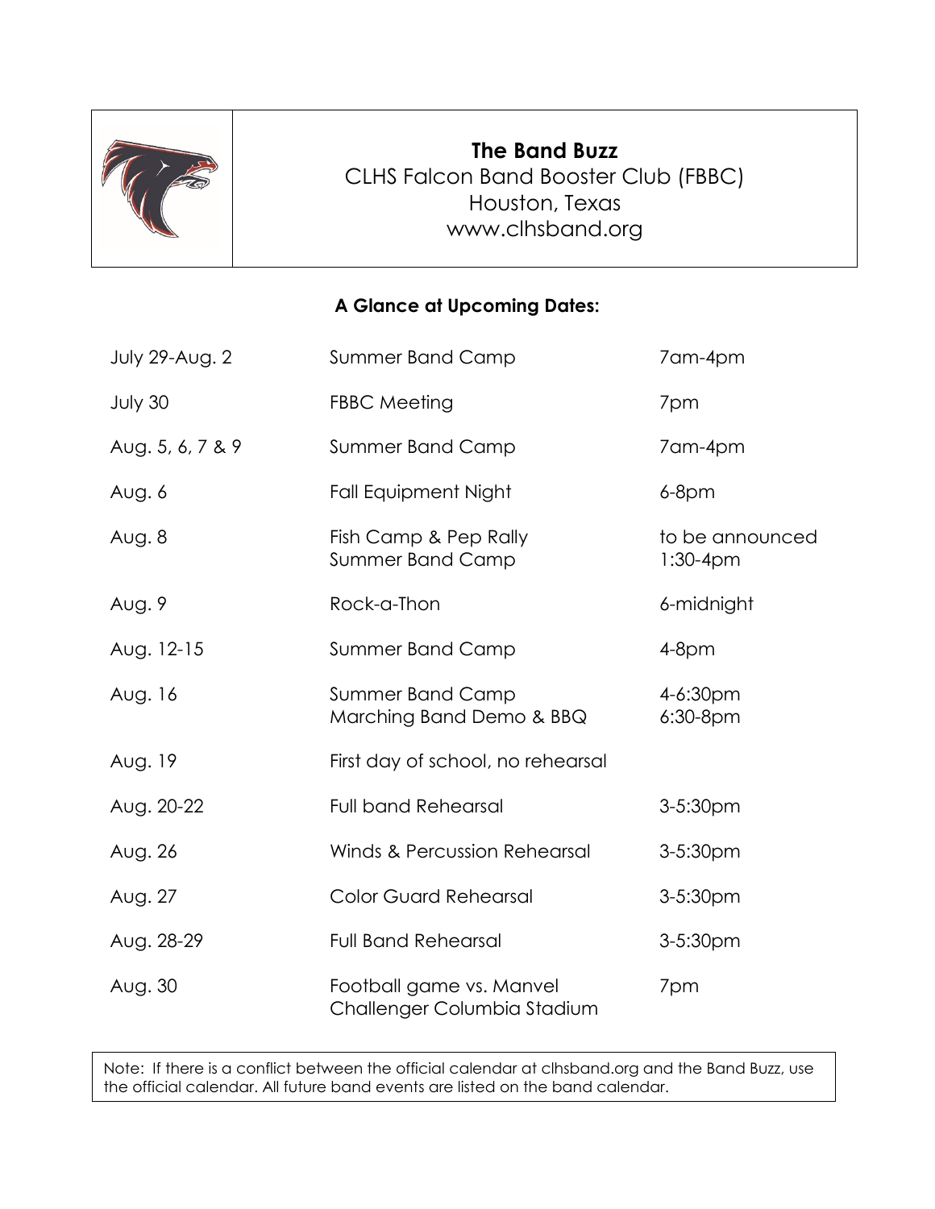# The Band Buzz

CLHS Falcon Band Booster Club (FBBC)
Houston, Texas
www.clhsband.org

## A Glance at Upcoming Dates:

| Date | Event | Time |
|---|---|---|
| July 29-Aug. 2 | Summer Band Camp | 7am-4pm |
| July 30 | FBBC Meeting | 7pm |
| Aug. 5, 6, 7 & 9 | Summer Band Camp | 7am-4pm |
| Aug. 6 | Fall Equipment Night | 6-8pm |
| Aug. 8 | Fish Camp & Pep Rally<br>Summer Band Camp | to be announced<br>1:30-4pm |
| Aug. 9 | Rock-a-Thon | 6-midnight |
| Aug. 12-15 | Summer Band Camp | 4-8pm |
| Aug. 16 | Summer Band Camp<br>Marching Band Demo & BBQ | 4-6:30pm<br>6:30-8pm |
| Aug. 19 | First day of school, no rehearsal | |
| Aug. 20-22 | Full band Rehearsal | 3-5:30pm |
| Aug. 26 | Winds & Percussion Rehearsal | 3-5:30pm |
| Aug. 27 | Color Guard Rehearsal | 3-5:30pm |
| Aug. 28-29 | Full Band Rehearsal | 3-5:30pm |
| Aug. 30 | Football game vs. Manvel<br>Challenger Columbia Stadium | 7pm |

Note: If there is a conflict between the official calendar at clhsband.org and the Band Buzz, use the official calendar. All future band events are listed on the band calendar.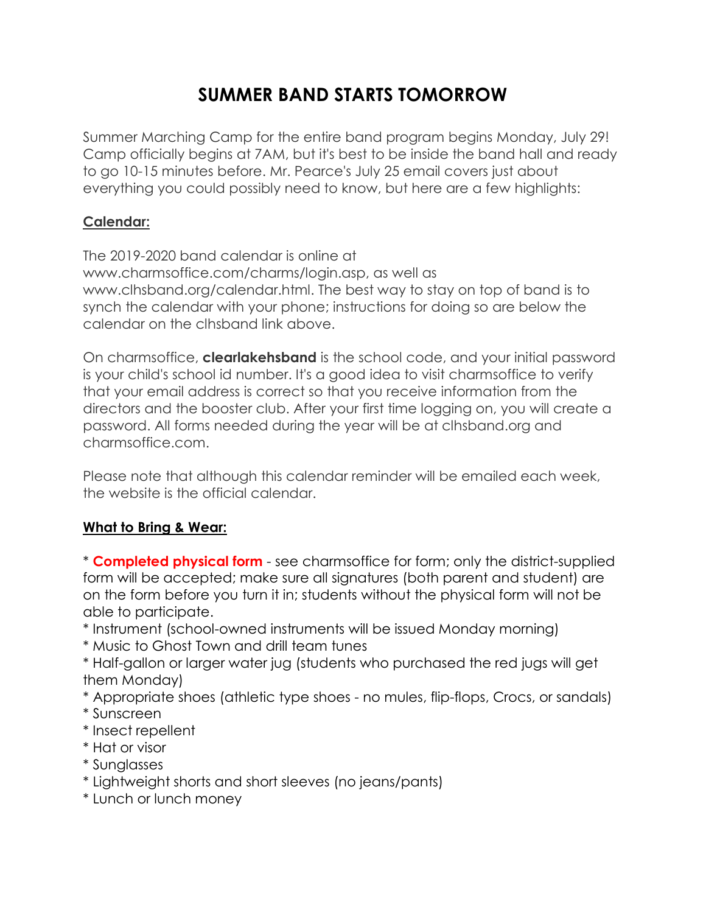# SUMMER BAND STARTS TOMORROW

Summer Marching Camp for the entire band program begins Monday, July 29! Camp officially begins at 7AM, but it's best to be inside the band hall and ready to go 10-15 minutes before. Mr. Pearce's July 25 email covers just about everything you could possibly need to know, but here are a few highlights:

**Calendar:**

The 2019-2020 band calendar is online at www.charmsoffice.com/charms/login.asp, as well as www.clhsband.org/calendar.html. The best way to stay on top of band is to synch the calendar with your phone; instructions for doing so are below the calendar on the clhsband link above.

On charmsoffice, **clearlakehsband** is the school code, and your initial password is your child's school id number. It's a good idea to visit charmsoffice to verify that your email address is correct so that you receive information from the directors and the booster club. After your first time logging on, you will create a password. All forms needed during the year will be at clhsband.org and charmsoffice.com.

Please note that although this calendar reminder will be emailed each week, the website is the official calendar.

**What to Bring & Wear:**

* **Completed physical form** - see charmsoffice for form; only the district-supplied form will be accepted; make sure all signatures (both parent and student) are on the form before you turn it in; students without the physical form will not be able to participate.
* Instrument (school-owned instruments will be issued Monday morning)
* Music to Ghost Town and drill team tunes
* Half-gallon or larger water jug (students who purchased the red jugs will get them Monday)
* Appropriate shoes (athletic type shoes - no mules, flip-flops, Crocs, or sandals)
* Sunscreen
* Insect repellent
* Hat or visor
* Sunglasses
* Lightweight shorts and short sleeves (no jeans/pants)
* Lunch or lunch money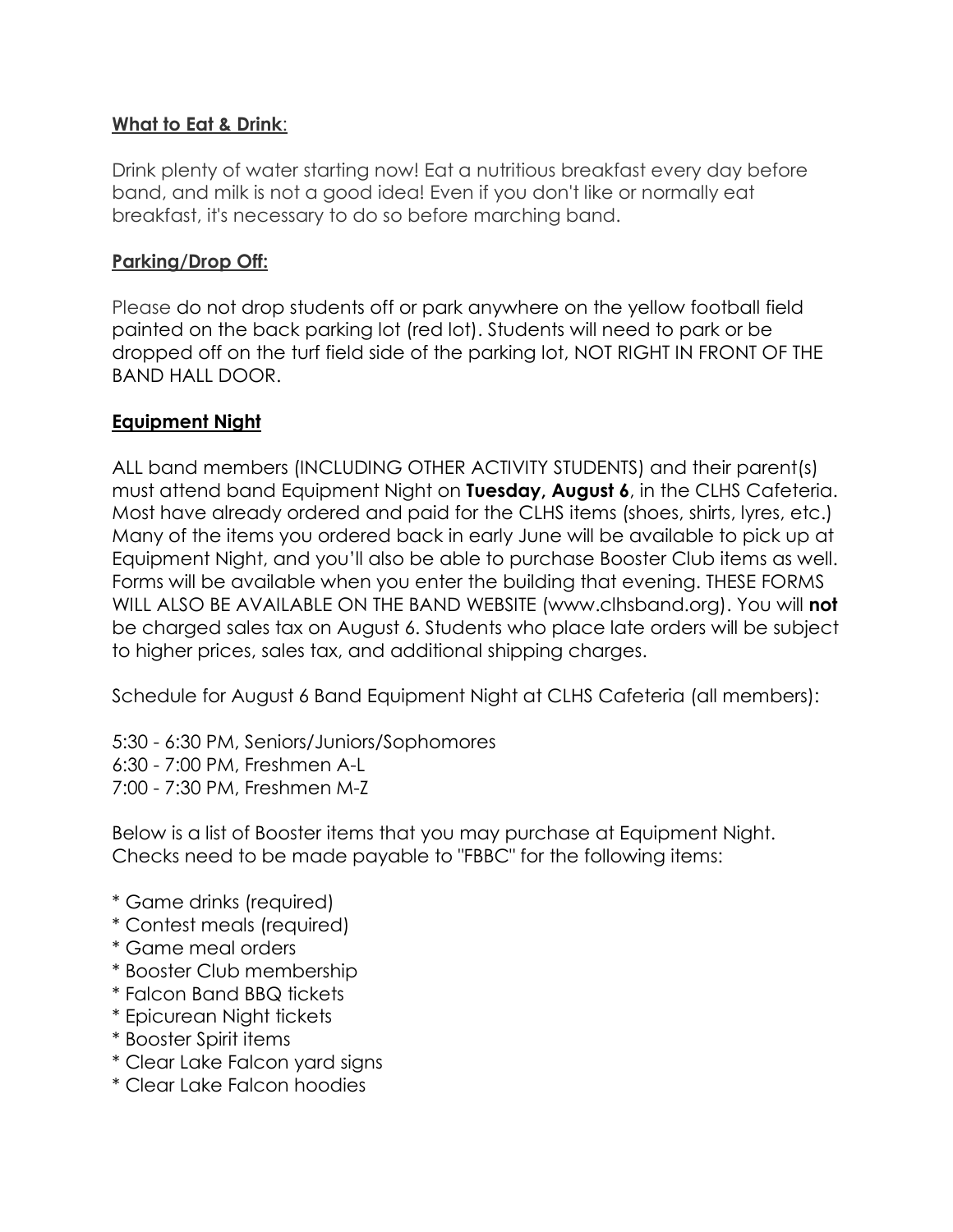**What to Eat & Drink**:

Drink plenty of water starting now! Eat a nutritious breakfast every day before band, and milk is not a good idea! Even if you don't like or normally eat breakfast, it's necessary to do so before marching band.

**Parking/Drop Off:**

Please do not drop students off or park anywhere on the yellow football field painted on the back parking lot (red lot). Students will need to park or be dropped off on the turf field side of the parking lot, NOT RIGHT IN FRONT OF THE BAND HALL DOOR.

**Equipment Night**

ALL band members (INCLUDING OTHER ACTIVITY STUDENTS) and their parent(s) must attend band Equipment Night on **Tuesday, August 6**, in the CLHS Cafeteria. Most have already ordered and paid for the CLHS items (shoes, shirts, lyres, etc.) Many of the items you ordered back in early June will be available to pick up at Equipment Night, and you'll also be able to purchase Booster Club items as well. Forms will be available when you enter the building that evening. THESE FORMS WILL ALSO BE AVAILABLE ON THE BAND WEBSITE (www.clhsband.org). You will **not** be charged sales tax on August 6. Students who place late orders will be subject to higher prices, sales tax, and additional shipping charges.

Schedule for August 6 Band Equipment Night at CLHS Cafeteria (all members):

5:30 - 6:30 PM, Seniors/Juniors/Sophomores
6:30 - 7:00 PM, Freshmen A-L
7:00 - 7:30 PM, Freshmen M-Z

Below is a list of Booster items that you may purchase at Equipment Night. Checks need to be made payable to "FBBC" for the following items:

* Game drinks (required)
* Contest meals (required)
* Game meal orders
* Booster Club membership
* Falcon Band BBQ tickets
* Epicurean Night tickets
* Booster Spirit items
* Clear Lake Falcon yard signs
* Clear Lake Falcon hoodies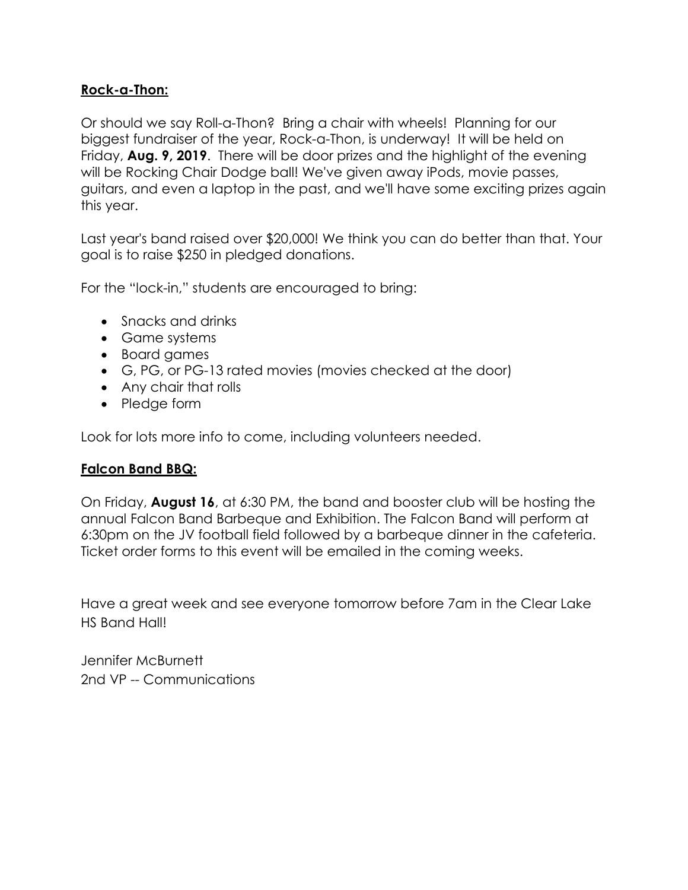**Rock-a-Thon:**

Or should we say Roll-a-Thon? Bring a chair with wheels! Planning for our biggest fundraiser of the year, Rock-a-Thon, is underway! It will be held on Friday, **Aug. 9, 2019**. There will be door prizes and the highlight of the evening will be Rocking Chair Dodge ball! We've given away iPods, movie passes, guitars, and even a laptop in the past, and we'll have some exciting prizes again this year.

Last year's band raised over $20,000! We think you can do better than that. Your goal is to raise $250 in pledged donations.

For the "lock-in," students are encouraged to bring:

- Snacks and drinks
- Game systems
- Board games
- G, PG, or PG-13 rated movies (movies checked at the door)
- Any chair that rolls
- Pledge form

Look for lots more info to come, including volunteers needed.

**Falcon Band BBQ:**

On Friday, **August 16**, at 6:30 PM, the band and booster club will be hosting the annual Falcon Band Barbeque and Exhibition. The Falcon Band will perform at 6:30pm on the JV football field followed by a barbeque dinner in the cafeteria. Ticket order forms to this event will be emailed in the coming weeks.

Have a great week and see everyone tomorrow before 7am in the Clear Lake HS Band Hall!

Jennifer McBurnett
2nd VP -- Communications